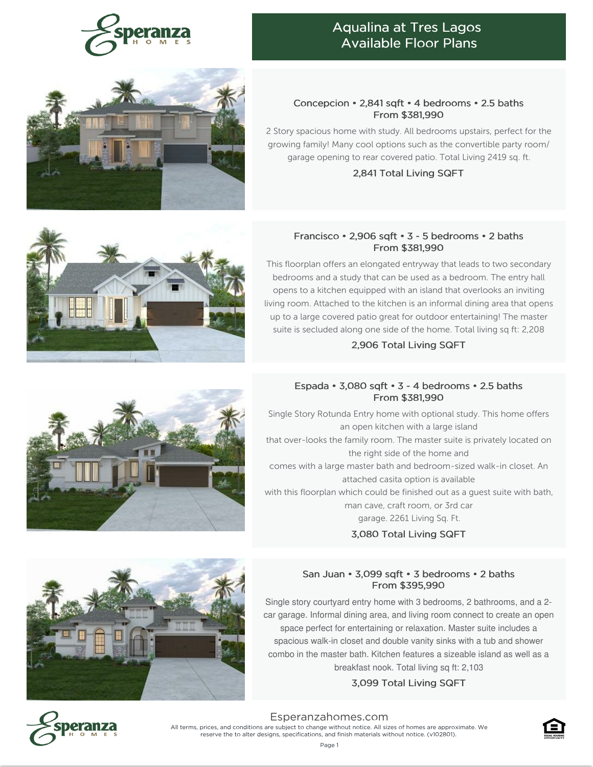# Aqualina at Tres Lagos Available Floor Plans

### Concepcion • 2,841 sqft • 4 bedrooms • 2.5 baths
**From $381,990**

2 Story spacious home with study. All bedrooms upstairs, perfect for the growing family! Many cool options such as the convertible party room/ garage opening to rear covered patio. Total Living 2419 sq. ft.

**2,841 Total Living SQFT**

### Francisco • 2,906 sqft • 3 - 5 bedrooms • 2 baths
**From $381,990**

This floorplan offers an elongated entryway that leads to two secondary bedrooms and a study that can be used as a bedroom. The entry hall opens to a kitchen equipped with an island that overlooks an inviting living room. Attached to the kitchen is an informal dining area that opens up to a large covered patio great for outdoor entertaining! The master suite is secluded along one side of the home. Total living sq ft: 2,208

**2,906 Total Living SQFT**

### Espada • 3,080 sqft • 3 - 4 bedrooms • 2.5 baths
**From $381,990**

Single Story Rotunda Entry home with optional study. This home offers an open kitchen with a large island that over-looks the family room. The master suite is privately located on the right side of the home and comes with a large master bath and bedroom-sized walk-in closet. An attached casita option is available with this floorplan which could be finished out as a guest suite with bath, man cave, craft room, or 3rd car garage. 2261 Living Sq. Ft.

**3,080 Total Living SQFT**

### San Juan • 3,099 sqft • 3 bedrooms • 2 baths
**From $395,990**

Single story courtyard entry home with 3 bedrooms, 2 bathrooms, and a 2-car garage. Informal dining area, and living room connect to create an open space perfect for entertaining or relaxation. Master suite includes a spacious walk-in closet and double vanity sinks with a tub and shower combo in the master bath. Kitchen features a sizeable island as well as a breakfast nook. Total living sq ft: 2,103

**3,099 Total Living SQFT**

Esperanzahomes.com

All terms, prices, and conditions are subject to change without notice. All sizes of homes are approximate. We reserve the to alter designs, specifications, and finish materials without notice. (v102801).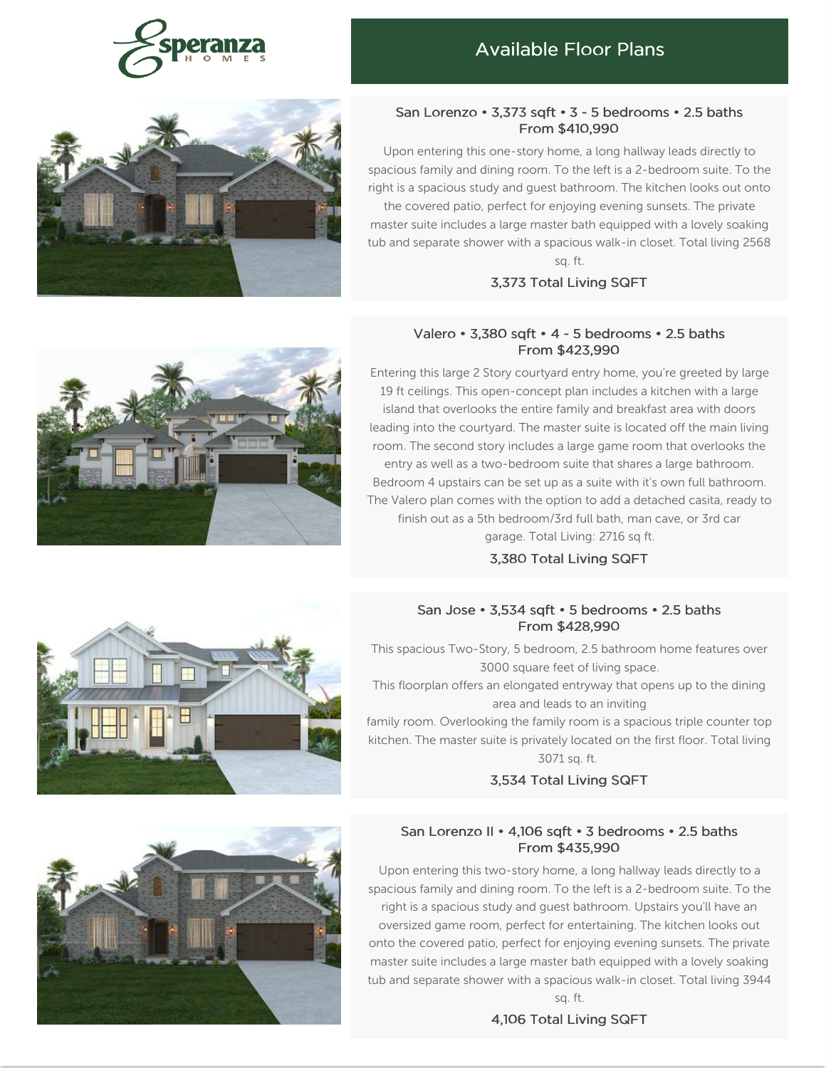Esperanza HOMES

## Available Floor Plans

### San Lorenzo • 3,373 sqft • 3 - 5 bedrooms • 2.5 baths
**From $410,990**

Upon entering this one-story home, a long hallway leads directly to spacious family and dining room. To the left is a 2-bedroom suite. To the right is a spacious study and guest bathroom. The kitchen looks out onto the covered patio, perfect for enjoying evening sunsets. The private master suite includes a large master bath equipped with a lovely soaking tub and separate shower with a spacious walk-in closet. Total living 2568 sq. ft.

**3,373 Total Living SQFT**

### Valero • 3,380 sqft • 4 - 5 bedrooms • 2.5 baths
**From $423,990**

Entering this large 2 Story courtyard entry home, you're greeted by large 19 ft ceilings. This open-concept plan includes a kitchen with a large island that overlooks the entire family and breakfast area with doors leading into the courtyard. The master suite is located off the main living room. The second story includes a large game room that overlooks the entry as well as a two-bedroom suite that shares a large bathroom. Bedroom 4 upstairs can be set up as a suite with it's own full bathroom. The Valero plan comes with the option to add a detached casita, ready to finish out as a 5th bedroom/3rd full bath, man cave, or 3rd car garage. Total Living: 2716 sq ft.

**3,380 Total Living SQFT**

### San Jose • 3,534 sqft • 5 bedrooms • 2.5 baths
**From $428,990**

This spacious Two-Story, 5 bedroom, 2.5 bathroom home features over 3000 square feet of living space.

This floorplan offers an elongated entryway that opens up to the dining area and leads to an inviting family room. Overlooking the family room is a spacious triple counter top kitchen. The master suite is privately located on the first floor. Total living 3071 sq. ft.

**3,534 Total Living SQFT**

### San Lorenzo II • 4,106 sqft • 3 bedrooms • 2.5 baths
**From $435,990**

Upon entering this two-story home, a long hallway leads directly to a spacious family and dining room. To the left is a 2-bedroom suite. To the right is a spacious study and guest bathroom. Upstairs you'll have an oversized game room, perfect for entertaining. The kitchen looks out onto the covered patio, perfect for enjoying evening sunsets. The private master suite includes a large master bath equipped with a lovely soaking tub and separate shower with a spacious walk-in closet. Total living 3944 sq. ft.

**4,106 Total Living SQFT**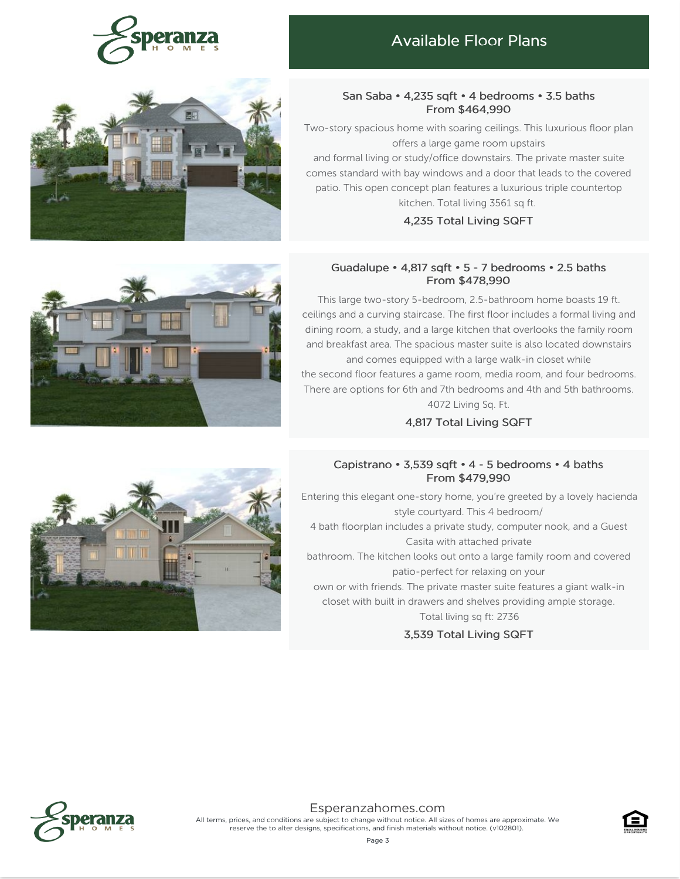# Available Floor Plans

### San Saba • 4,235 sqft • 4 bedrooms • 3.5 baths
**From $464,990**

Two-story spacious home with soaring ceilings. This luxurious floor plan offers a large game room upstairs and formal living or study/office downstairs. The private master suite comes standard with bay windows and a door that leads to the covered patio. This open concept plan features a luxurious triple countertop kitchen. Total living 3561 sq ft.

**4,235 Total Living SQFT**

### Guadalupe • 4,817 sqft • 5 - 7 bedrooms • 2.5 baths
**From $478,990**

This large two-story 5-bedroom, 2.5-bathroom home boasts 19 ft. ceilings and a curving staircase. The first floor includes a formal living and dining room, a study, and a large kitchen that overlooks the family room and breakfast area. The spacious master suite is also located downstairs and comes equipped with a large walk-in closet while the second floor features a game room, media room, and four bedrooms. There are options for 6th and 7th bedrooms and 4th and 5th bathrooms. 4072 Living Sq. Ft.

**4,817 Total Living SQFT**

### Capistrano • 3,539 sqft • 4 - 5 bedrooms • 4 baths
**From $479,990**

Entering this elegant one-story home, you're greeted by a lovely hacienda style courtyard. This 4 bedroom/ 4 bath floorplan includes a private study, computer nook, and a Guest Casita with attached private bathroom. The kitchen looks out onto a large family room and covered patio-perfect for relaxing on your own or with friends. The private master suite features a giant walk-in closet with built in drawers and shelves providing ample storage. Total living sq ft: 2736

**3,539 Total Living SQFT**

Esperanzahomes.com

All terms, prices, and conditions are subject to change without notice. All sizes of homes are approximate. We reserve the to alter designs, specifications, and finish materials without notice. (v102801).